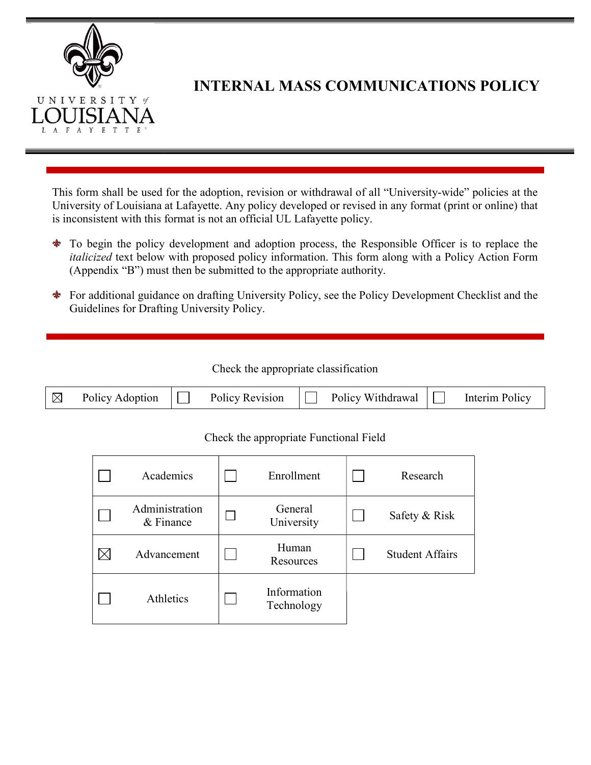UNIVERSITY of LOUISIANA LAFAYETTE

# INTERNAL MASS COMMUNICATIONS POLICY

This form shall be used for the adoption, revision or withdrawal of all "University-wide" policies at the University of Louisiana at Lafayette. Any policy developed or revised in any format (print or online) that is inconsistent with this format is not an official UL Lafayette policy.

- To begin the policy development and adoption process, the Responsible Officer is to replace the *italicized* text below with proposed policy information. This form along with a Policy Action Form (Appendix "B") must then be submitted to the appropriate authority.
- For additional guidance on drafting University Policy, see the Policy Development Checklist and the Guidelines for Drafting University Policy.

Check the appropriate classification

| ☒ Policy Adoption | ☐ Policy Revision | ☐ Policy Withdrawal | ☐ Interim Policy |
|---|---|---|---|

Check the appropriate Functional Field

| | | |
|---|---|---|
| ☐ Academics | ☐ Enrollment | ☐ Research |
| ☐ Administration & Finance | ☐ General University | ☐ Safety & Risk |
| ☒ Advancement | ☐ Human Resources | ☐ Student Affairs |
| ☐ Athletics | ☐ Information Technology | |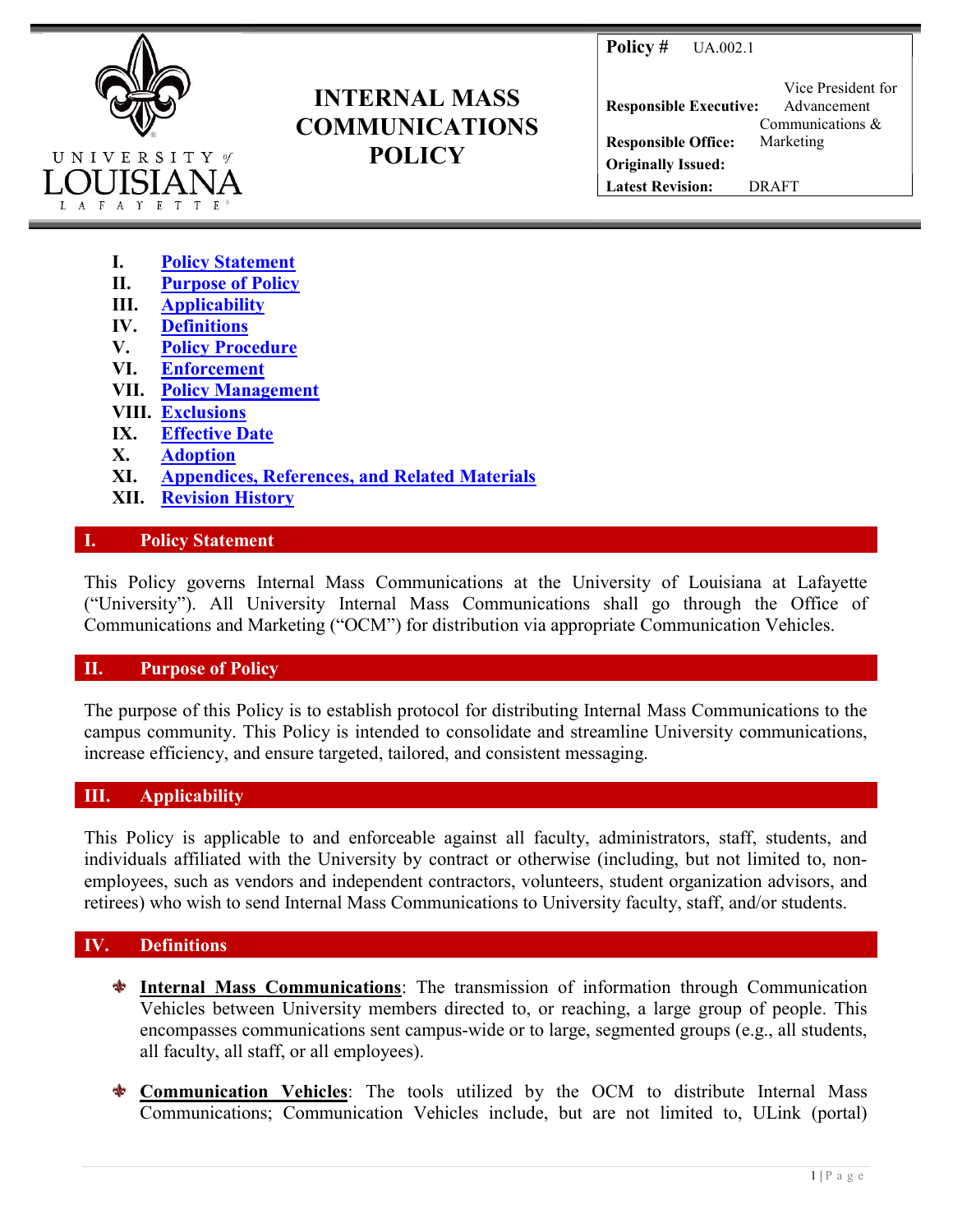| Policy # | UA.002.1 |
| --- | --- |
| **Responsible Executive:** | Vice President for Advancement |
| **Responsible Office:** | Communications & Marketing |
| **Originally Issued:** | |
| **Latest Revision:** | DRAFT |

# INTERNAL MASS COMMUNICATIONS POLICY

- **I.** Policy Statement
- **II.** Purpose of Policy
- **III.** Applicability
- **IV.** Definitions
- **V.** Policy Procedure
- **VI.** Enforcement
- **VII.** Policy Management
- **VIII.** Exclusions
- **IX.** Effective Date
- **X.** Adoption
- **XI.** Appendices, References, and Related Materials
- **XII.** Revision History

## I. Policy Statement

This Policy governs Internal Mass Communications at the University of Louisiana at Lafayette ("University"). All University Internal Mass Communications shall go through the Office of Communications and Marketing ("OCM") for distribution via appropriate Communication Vehicles.

## II. Purpose of Policy

The purpose of this Policy is to establish protocol for distributing Internal Mass Communications to the campus community. This Policy is intended to consolidate and streamline University communications, increase efficiency, and ensure targeted, tailored, and consistent messaging.

## III. Applicability

This Policy is applicable to and enforceable against all faculty, administrators, staff, students, and individuals affiliated with the University by contract or otherwise (including, but not limited to, non-employees, such as vendors and independent contractors, volunteers, student organization advisors, and retirees) who wish to send Internal Mass Communications to University faculty, staff, and/or students.

## IV. Definitions

- **Internal Mass Communications**: The transmission of information through Communication Vehicles between University members directed to, or reaching, a large group of people. This encompasses communications sent campus-wide or to large, segmented groups (e.g., all students, all faculty, all staff, or all employees).

- **Communication Vehicles**: The tools utilized by the OCM to distribute Internal Mass Communications; Communication Vehicles include, but are not limited to, ULink (portal)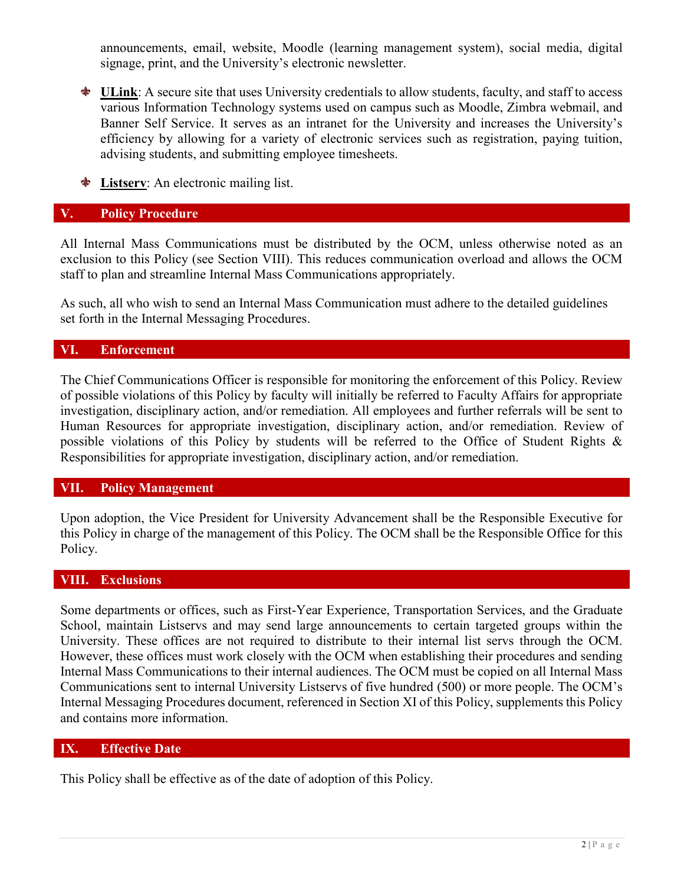announcements, email, website, Moodle (learning management system), social media, digital signage, print, and the University's electronic newsletter.

- **ULink**: A secure site that uses University credentials to allow students, faculty, and staff to access various Information Technology systems used on campus such as Moodle, Zimbra webmail, and Banner Self Service. It serves as an intranet for the University and increases the University's efficiency by allowing for a variety of electronic services such as registration, paying tuition, advising students, and submitting employee timesheets.

- **Listserv**: An electronic mailing list.

## V. Policy Procedure

All Internal Mass Communications must be distributed by the OCM, unless otherwise noted as an exclusion to this Policy (see Section VIII). This reduces communication overload and allows the OCM staff to plan and streamline Internal Mass Communications appropriately.

As such, all who wish to send an Internal Mass Communication must adhere to the detailed guidelines set forth in the Internal Messaging Procedures.

## VI. Enforcement

The Chief Communications Officer is responsible for monitoring the enforcement of this Policy. Review of possible violations of this Policy by faculty will initially be referred to Faculty Affairs for appropriate investigation, disciplinary action, and/or remediation. All employees and further referrals will be sent to Human Resources for appropriate investigation, disciplinary action, and/or remediation. Review of possible violations of this Policy by students will be referred to the Office of Student Rights & Responsibilities for appropriate investigation, disciplinary action, and/or remediation.

## VII. Policy Management

Upon adoption, the Vice President for University Advancement shall be the Responsible Executive for this Policy in charge of the management of this Policy. The OCM shall be the Responsible Office for this Policy.

## VIII. Exclusions

Some departments or offices, such as First-Year Experience, Transportation Services, and the Graduate School, maintain Listservs and may send large announcements to certain targeted groups within the University. These offices are not required to distribute to their internal list servs through the OCM. However, these offices must work closely with the OCM when establishing their procedures and sending Internal Mass Communications to their internal audiences. The OCM must be copied on all Internal Mass Communications sent to internal University Listservs of five hundred (500) or more people. The OCM's Internal Messaging Procedures document, referenced in Section XI of this Policy, supplements this Policy and contains more information.

## IX. Effective Date

This Policy shall be effective as of the date of adoption of this Policy.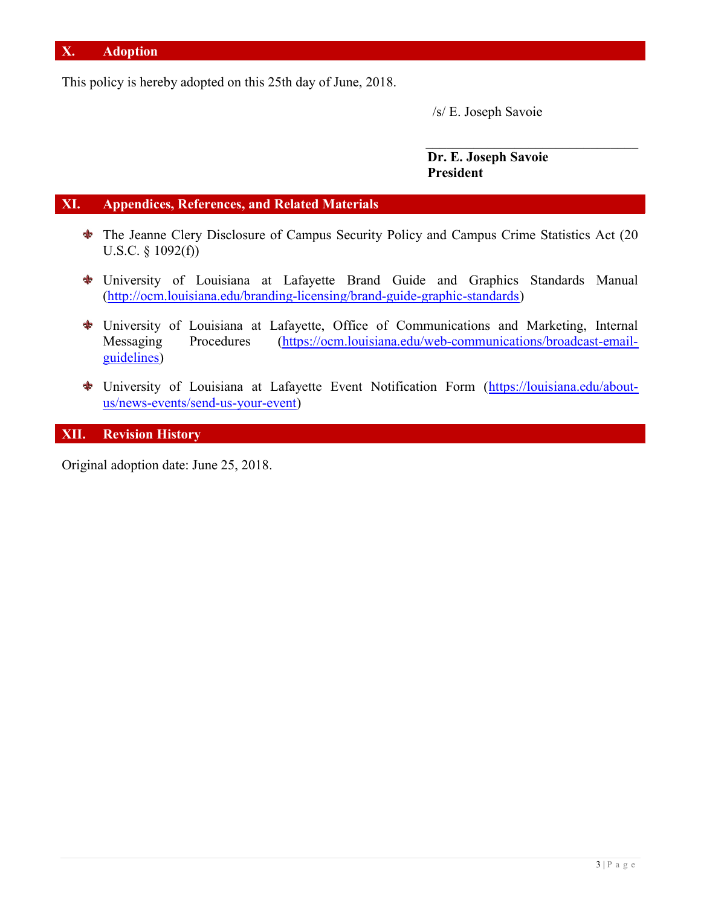## X. Adoption

This policy is hereby adopted on this 25th day of June, 2018.

/s/ E. Joseph Savoie

**Dr. E. Joseph Savoie**
**President**

## XI. Appendices, References, and Related Materials

- The Jeanne Clery Disclosure of Campus Security Policy and Campus Crime Statistics Act (20 U.S.C. § 1092(f))
- University of Louisiana at Lafayette Brand Guide and Graphics Standards Manual (http://ocm.louisiana.edu/branding-licensing/brand-guide-graphic-standards)
- University of Louisiana at Lafayette, Office of Communications and Marketing, Internal Messaging Procedures (https://ocm.louisiana.edu/web-communications/broadcast-email-guidelines)
- University of Louisiana at Lafayette Event Notification Form (https://louisiana.edu/about-us/news-events/send-us-your-event)

## XII. Revision History

Original adoption date: June 25, 2018.